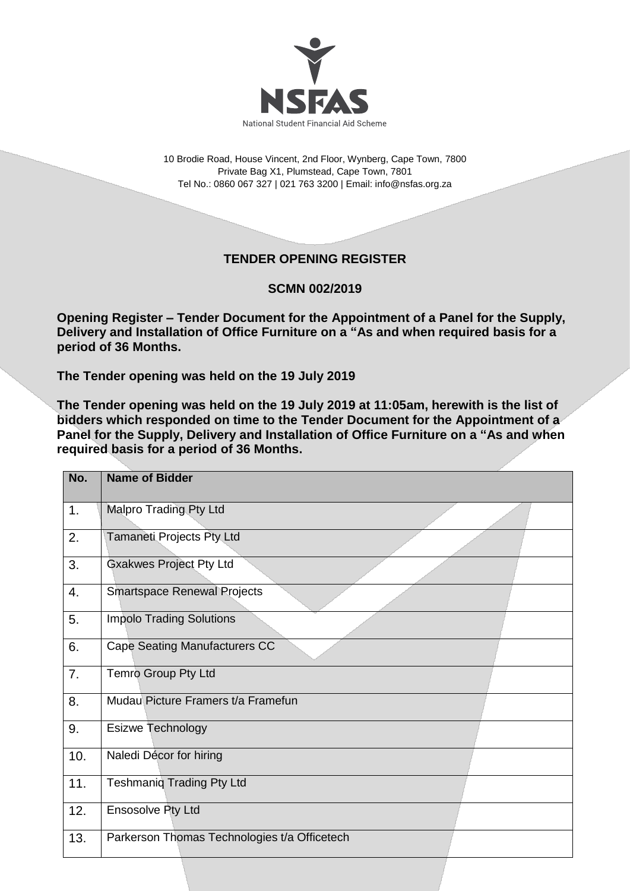NSFAS

National Student Financial Aid Scheme

10 Brodie Road, House Vincent, 2nd Floor, Wynberg, Cape Town, 7800
Private Bag X1, Plumstead, Cape Town, 7801
Tel No.: 0860 067 327 | 021 763 3200 | Email: info@nsfas.org.za

## TENDER OPENING REGISTER

## SCMN 002/2019

**Opening Register – Tender Document for the Appointment of a Panel for the Supply, Delivery and Installation of Office Furniture on a "As and when required basis for a period of 36 Months.**

**The Tender opening was held on the 19 July 2019**

**The Tender opening was held on the 19 July 2019 at 11:05am, herewith is the list of bidders which responded on time to the Tender Document for the Appointment of a Panel for the Supply, Delivery and Installation of Office Furniture on a "As and when required basis for a period of 36 Months.**

| No. | Name of Bidder |
|---|---|
| 1. | Malpro Trading Pty Ltd |
| 2. | Tamaneti Projects Pty Ltd |
| 3. | Gxakwes Project Pty Ltd |
| 4. | Smartspace Renewal Projects |
| 5. | Impolo Trading Solutions |
| 6. | Cape Seating Manufacturers CC |
| 7. | Temro Group Pty Ltd |
| 8. | Mudau Picture Framers t/a Framefun |
| 9. | Esizwe Technology |
| 10. | Naledi Décor for hiring |
| 11. | Teshmaniq Trading Pty Ltd |
| 12. | Ensosolve Pty Ltd |
| 13. | Parkerson Thomas Technologies t/a Officetech |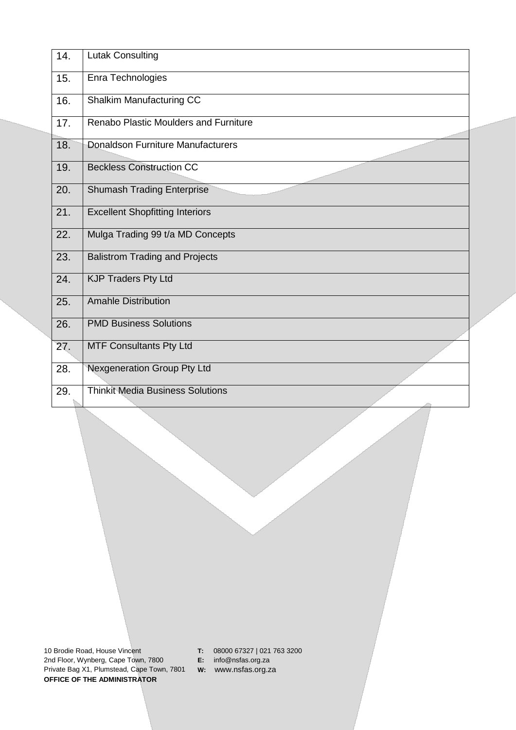| | |
|---|---|
| 14. | Lutak Consulting |
| 15. | Enra Technologies |
| 16. | Shalkim Manufacturing CC |
| 17. | Renabo Plastic Moulders and Furniture |
| 18. | Donaldson Furniture Manufacturers |
| 19. | Beckless Construction CC |
| 20. | Shumash Trading Enterprise |
| 21. | Excellent Shopfitting Interiors |
| 22. | Mulga Trading 99 t/a MD Concepts |
| 23. | Balistrom Trading and Projects |
| 24. | KJP Traders Pty Ltd |
| 25. | Amahle Distribution |
| 26. | PMD Business Solutions |
| 27. | MTF Consultants Pty Ltd |
| 28. | Nexgeneration Group Pty Ltd |
| 29. | Thinkit Media Business Solutions |

10 Brodie Road, House Vincent
2nd Floor, Wynberg, Cape Town, 7800
Private Bag X1, Plumstead, Cape Town, 7801
**OFFICE OF THE ADMINISTRATOR**

**T:** 08000 67327 | 021 763 3200
**E:** info@nsfas.org.za
**W:** www.nsfas.org.za